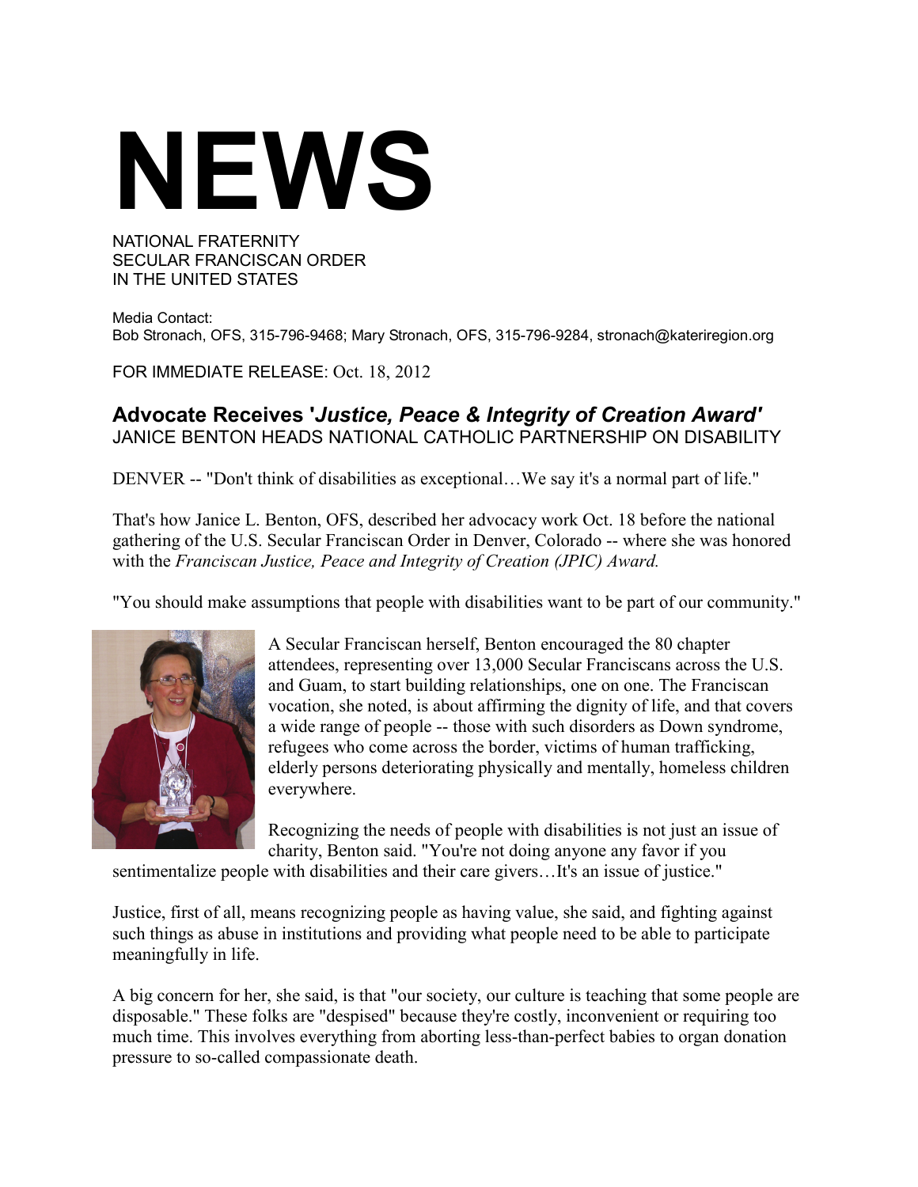# NEWS

NATIONAL FRATERNITY
SECULAR FRANCISCAN ORDER
IN THE UNITED STATES

Media Contact:
Bob Stronach, OFS, 315-796-9468; Mary Stronach, OFS, 315-796-9284, stronach@kateriregion.org

FOR IMMEDIATE RELEASE: Oct. 18, 2012

## Advocate Receives '*Justice, Peace & Integrity of Creation Award*'

JANICE BENTON HEADS NATIONAL CATHOLIC PARTNERSHIP ON DISABILITY

DENVER -- "Don't think of disabilities as exceptional…We say it's a normal part of life."

That's how Janice L. Benton, OFS, described her advocacy work Oct. 18 before the national gathering of the U.S. Secular Franciscan Order in Denver, Colorado -- where she was honored with the *Franciscan Justice, Peace and Integrity of Creation (JPIC) Award.*

"You should make assumptions that people with disabilities want to be part of our community."

A Secular Franciscan herself, Benton encouraged the 80 chapter attendees, representing over 13,000 Secular Franciscans across the U.S. and Guam, to start building relationships, one on one. The Franciscan vocation, she noted, is about affirming the dignity of life, and that covers a wide range of people -- those with such disorders as Down syndrome, refugees who come across the border, victims of human trafficking, elderly persons deteriorating physically and mentally, homeless children everywhere.

Recognizing the needs of people with disabilities is not just an issue of charity, Benton said. "You're not doing anyone any favor if you sentimentalize people with disabilities and their care givers…It's an issue of justice."

Justice, first of all, means recognizing people as having value, she said, and fighting against such things as abuse in institutions and providing what people need to be able to participate meaningfully in life.

A big concern for her, she said, is that "our society, our culture is teaching that some people are disposable." These folks are "despised" because they're costly, inconvenient or requiring too much time. This involves everything from aborting less-than-perfect babies to organ donation pressure to so-called compassionate death.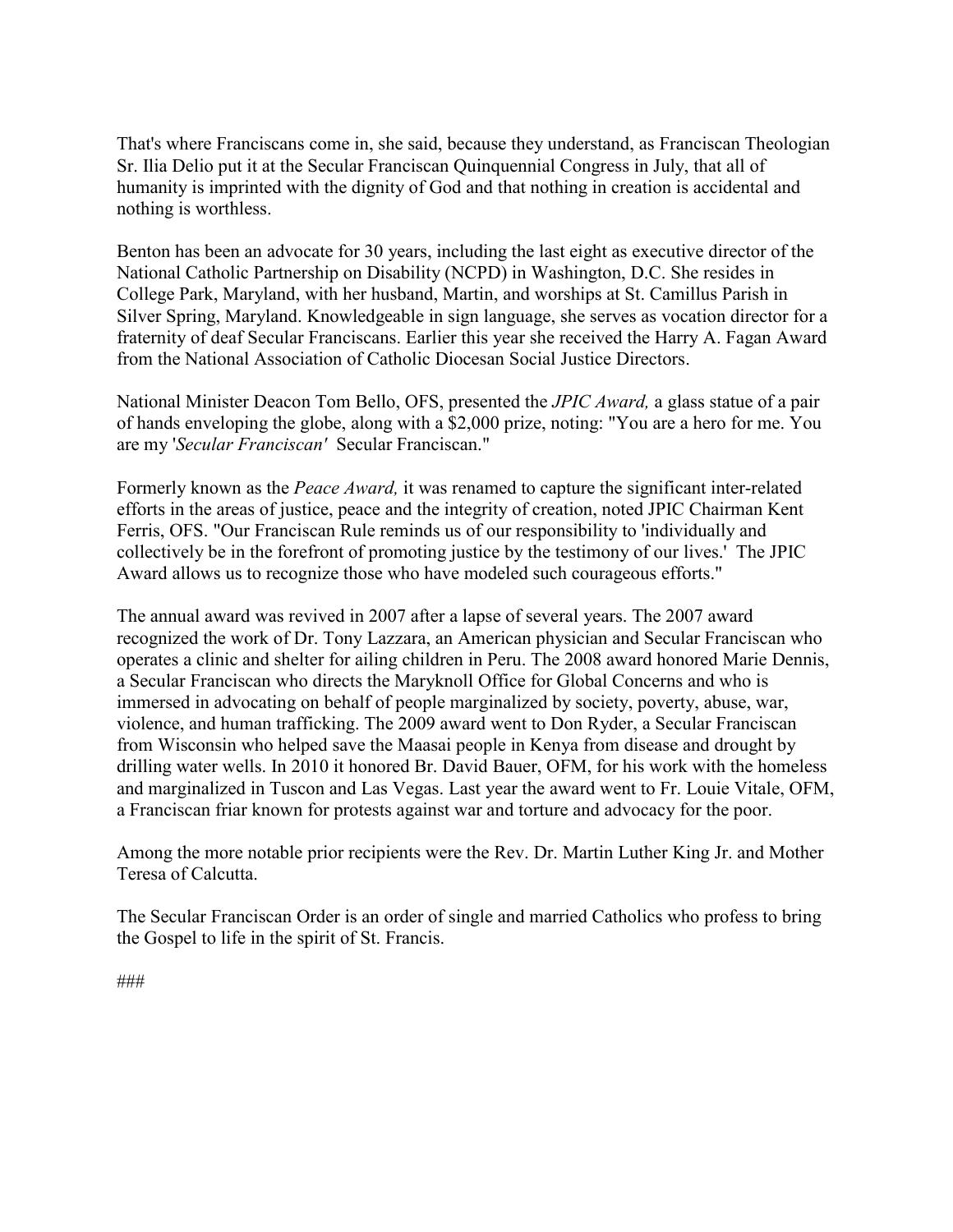That's where Franciscans come in, she said, because they understand, as Franciscan Theologian Sr. Ilia Delio put it at the Secular Franciscan Quinquennial Congress in July, that all of humanity is imprinted with the dignity of God and that nothing in creation is accidental and nothing is worthless.

Benton has been an advocate for 30 years, including the last eight as executive director of the National Catholic Partnership on Disability (NCPD) in Washington, D.C. She resides in College Park, Maryland, with her husband, Martin, and worships at St. Camillus Parish in Silver Spring, Maryland. Knowledgeable in sign language, she serves as vocation director for a fraternity of deaf Secular Franciscans. Earlier this year she received the Harry A. Fagan Award from the National Association of Catholic Diocesan Social Justice Directors.

National Minister Deacon Tom Bello, OFS, presented the *JPIC Award,* a glass statue of a pair of hands enveloping the globe, along with a $2,000 prize, noting: "You are a hero for me. You are my '*Secular Franciscan'* Secular Franciscan."

Formerly known as the *Peace Award,* it was renamed to capture the significant inter-related efforts in the areas of justice, peace and the integrity of creation, noted JPIC Chairman Kent Ferris, OFS. "Our Franciscan Rule reminds us of our responsibility to 'individually and collectively be in the forefront of promoting justice by the testimony of our lives.' The JPIC Award allows us to recognize those who have modeled such courageous efforts."

The annual award was revived in 2007 after a lapse of several years. The 2007 award recognized the work of Dr. Tony Lazzara, an American physician and Secular Franciscan who operates a clinic and shelter for ailing children in Peru. The 2008 award honored Marie Dennis, a Secular Franciscan who directs the Maryknoll Office for Global Concerns and who is immersed in advocating on behalf of people marginalized by society, poverty, abuse, war, violence, and human trafficking. The 2009 award went to Don Ryder, a Secular Franciscan from Wisconsin who helped save the Maasai people in Kenya from disease and drought by drilling water wells. In 2010 it honored Br. David Bauer, OFM, for his work with the homeless and marginalized in Tuscon and Las Vegas. Last year the award went to Fr. Louie Vitale, OFM, a Franciscan friar known for protests against war and torture and advocacy for the poor.

Among the more notable prior recipients were the Rev. Dr. Martin Luther King Jr. and Mother Teresa of Calcutta.

The Secular Franciscan Order is an order of single and married Catholics who profess to bring the Gospel to life in the spirit of St. Francis.

###